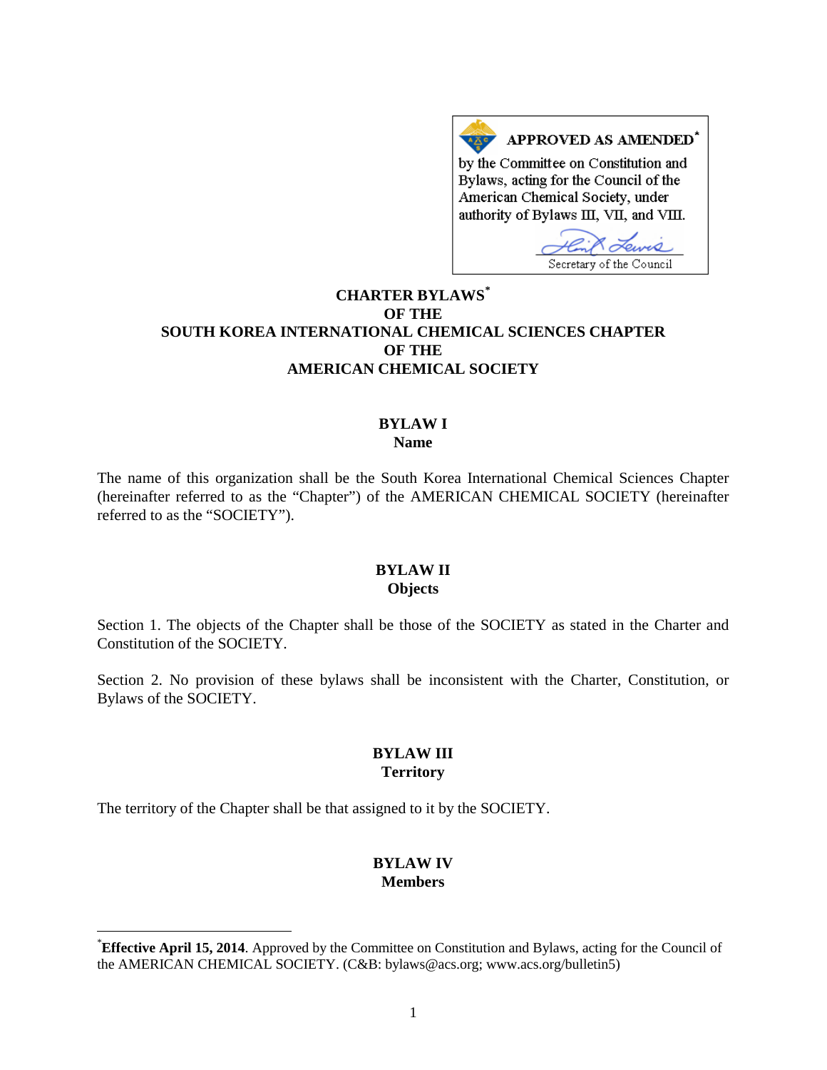**APPROVED AS AMENDED***

by the Committee on Constitution and Bylaws, acting for the Council of the American Chemical Society, under authority of Bylaws III, VII, and VIII.

Secretary of the Council

# CHARTER BYLAWS* OF THE SOUTH KOREA INTERNATIONAL CHEMICAL SCIENCES CHAPTER OF THE AMERICAN CHEMICAL SOCIETY

## BYLAW I
### Name

The name of this organization shall be the South Korea International Chemical Sciences Chapter (hereinafter referred to as the "Chapter") of the AMERICAN CHEMICAL SOCIETY (hereinafter referred to as the "SOCIETY").

## BYLAW II
### Objects

Section 1. The objects of the Chapter shall be those of the SOCIETY as stated in the Charter and Constitution of the SOCIETY.

Section 2. No provision of these bylaws shall be inconsistent with the Charter, Constitution, or Bylaws of the SOCIETY.

## BYLAW III
### Territory

The territory of the Chapter shall be that assigned to it by the SOCIETY.

## BYLAW IV
### Members

---

***Effective April 15, 2014**. Approved by the Committee on Constitution and Bylaws, acting for the Council of the AMERICAN CHEMICAL SOCIETY. (C&B: bylaws@acs.org; www.acs.org/bulletin5)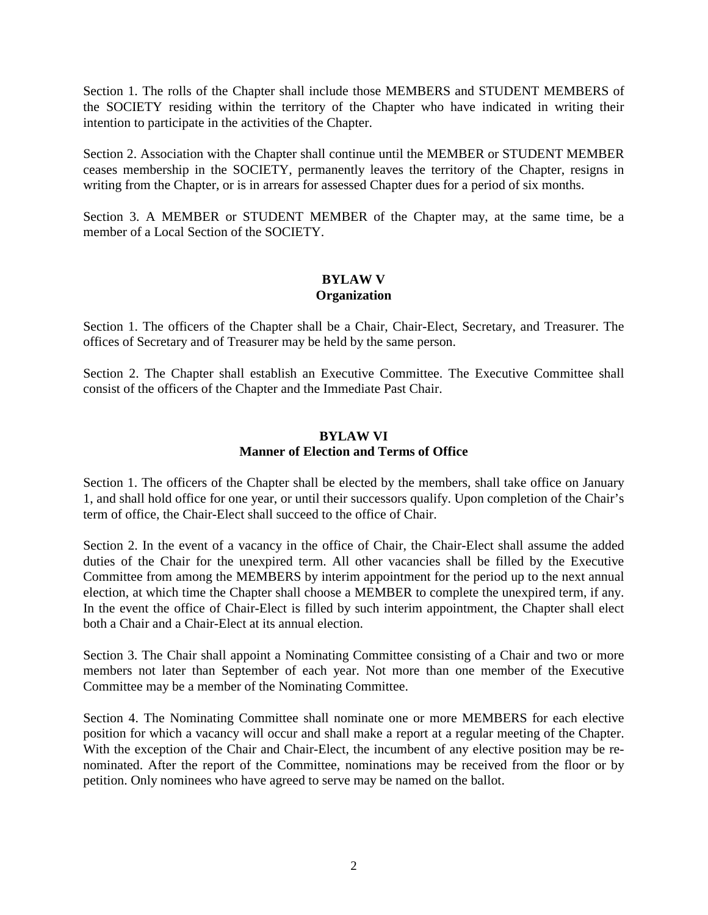Section 1. The rolls of the Chapter shall include those MEMBERS and STUDENT MEMBERS of the SOCIETY residing within the territory of the Chapter who have indicated in writing their intention to participate in the activities of the Chapter.

Section 2. Association with the Chapter shall continue until the MEMBER or STUDENT MEMBER ceases membership in the SOCIETY, permanently leaves the territory of the Chapter, resigns in writing from the Chapter, or is in arrears for assessed Chapter dues for a period of six months.

Section 3. A MEMBER or STUDENT MEMBER of the Chapter may, at the same time, be a member of a Local Section of the SOCIETY.

## BYLAW V
## Organization

Section 1. The officers of the Chapter shall be a Chair, Chair-Elect, Secretary, and Treasurer. The offices of Secretary and of Treasurer may be held by the same person.

Section 2. The Chapter shall establish an Executive Committee. The Executive Committee shall consist of the officers of the Chapter and the Immediate Past Chair.

## BYLAW VI
## Manner of Election and Terms of Office

Section 1. The officers of the Chapter shall be elected by the members, shall take office on January 1, and shall hold office for one year, or until their successors qualify. Upon completion of the Chair's term of office, the Chair-Elect shall succeed to the office of Chair.

Section 2. In the event of a vacancy in the office of Chair, the Chair-Elect shall assume the added duties of the Chair for the unexpired term. All other vacancies shall be filled by the Executive Committee from among the MEMBERS by interim appointment for the period up to the next annual election, at which time the Chapter shall choose a MEMBER to complete the unexpired term, if any. In the event the office of Chair-Elect is filled by such interim appointment, the Chapter shall elect both a Chair and a Chair-Elect at its annual election.

Section 3. The Chair shall appoint a Nominating Committee consisting of a Chair and two or more members not later than September of each year. Not more than one member of the Executive Committee may be a member of the Nominating Committee.

Section 4. The Nominating Committee shall nominate one or more MEMBERS for each elective position for which a vacancy will occur and shall make a report at a regular meeting of the Chapter. With the exception of the Chair and Chair-Elect, the incumbent of any elective position may be re-nominated. After the report of the Committee, nominations may be received from the floor or by petition. Only nominees who have agreed to serve may be named on the ballot.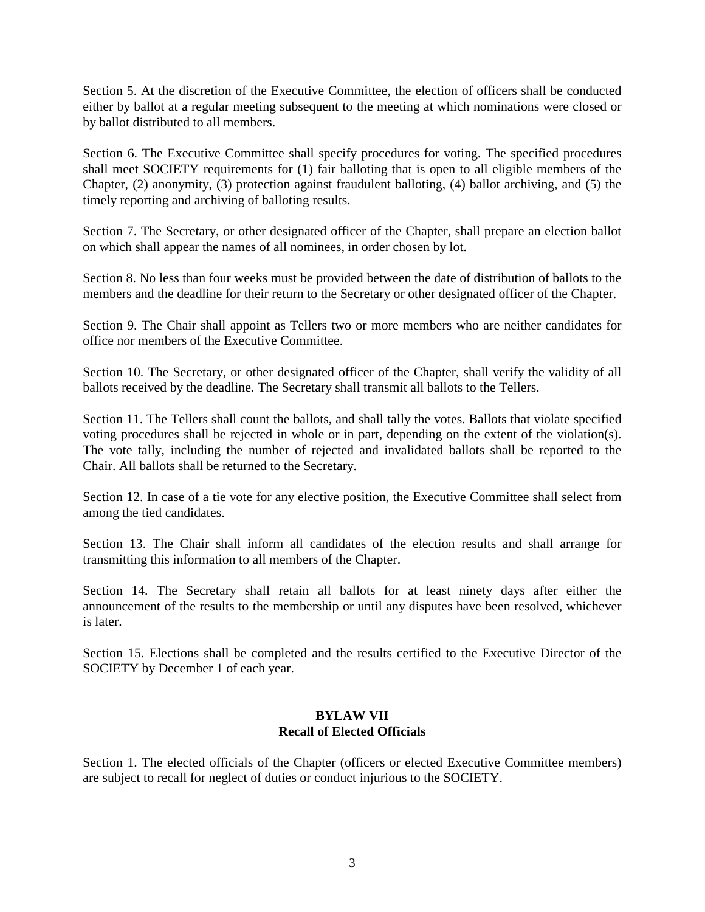Section 5. At the discretion of the Executive Committee, the election of officers shall be conducted either by ballot at a regular meeting subsequent to the meeting at which nominations were closed or by ballot distributed to all members.

Section 6. The Executive Committee shall specify procedures for voting. The specified procedures shall meet SOCIETY requirements for (1) fair balloting that is open to all eligible members of the Chapter, (2) anonymity, (3) protection against fraudulent balloting, (4) ballot archiving, and (5) the timely reporting and archiving of balloting results.

Section 7. The Secretary, or other designated officer of the Chapter, shall prepare an election ballot on which shall appear the names of all nominees, in order chosen by lot.

Section 8. No less than four weeks must be provided between the date of distribution of ballots to the members and the deadline for their return to the Secretary or other designated officer of the Chapter.

Section 9. The Chair shall appoint as Tellers two or more members who are neither candidates for office nor members of the Executive Committee.

Section 10. The Secretary, or other designated officer of the Chapter, shall verify the validity of all ballots received by the deadline. The Secretary shall transmit all ballots to the Tellers.

Section 11. The Tellers shall count the ballots, and shall tally the votes. Ballots that violate specified voting procedures shall be rejected in whole or in part, depending on the extent of the violation(s). The vote tally, including the number of rejected and invalidated ballots shall be reported to the Chair. All ballots shall be returned to the Secretary.

Section 12. In case of a tie vote for any elective position, the Executive Committee shall select from among the tied candidates.

Section 13. The Chair shall inform all candidates of the election results and shall arrange for transmitting this information to all members of the Chapter.

Section 14. The Secretary shall retain all ballots for at least ninety days after either the announcement of the results to the membership or until any disputes have been resolved, whichever is later.

Section 15. Elections shall be completed and the results certified to the Executive Director of the SOCIETY by December 1 of each year.

## BYLAW VII
## Recall of Elected Officials

Section 1. The elected officials of the Chapter (officers or elected Executive Committee members) are subject to recall for neglect of duties or conduct injurious to the SOCIETY.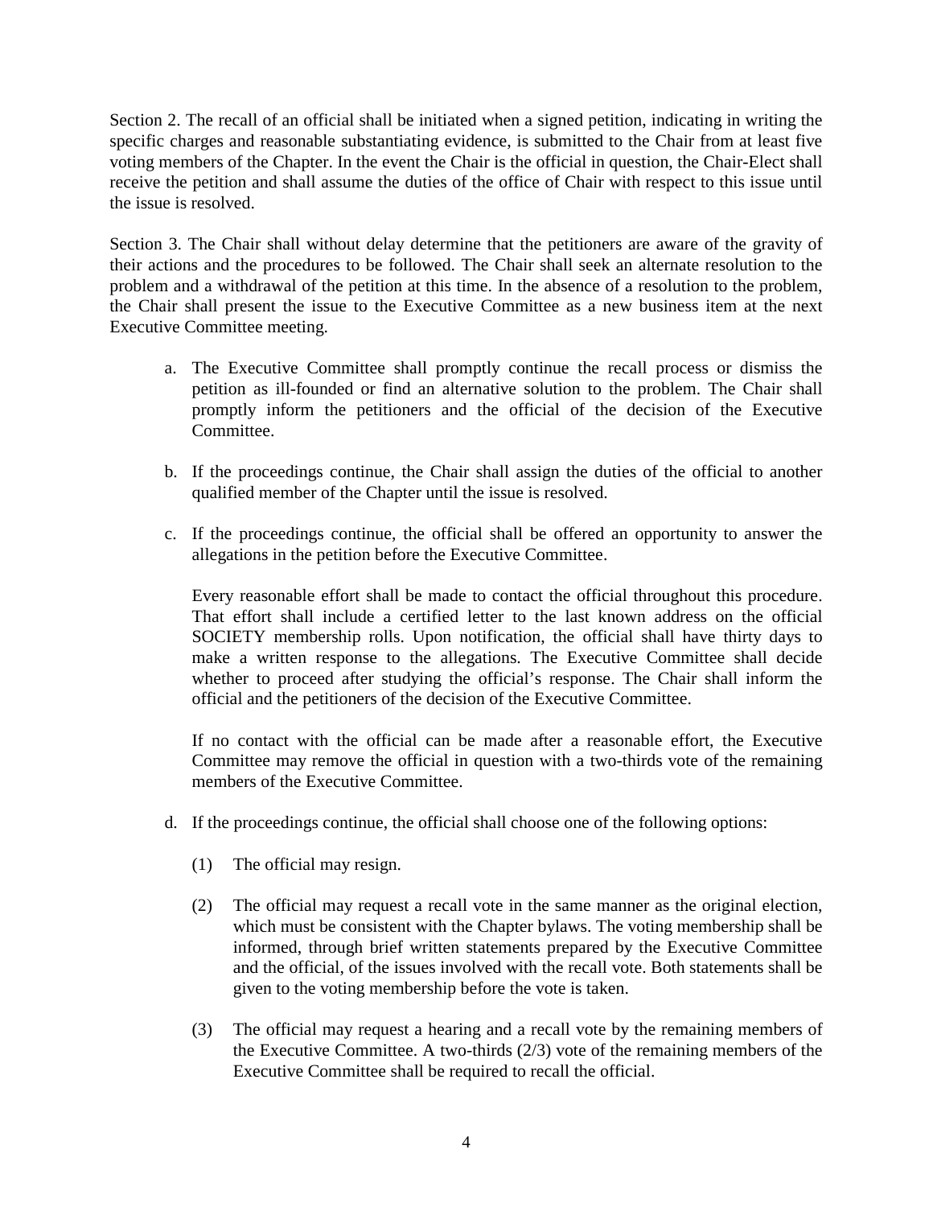Section 2. The recall of an official shall be initiated when a signed petition, indicating in writing the specific charges and reasonable substantiating evidence, is submitted to the Chair from at least five voting members of the Chapter. In the event the Chair is the official in question, the Chair-Elect shall receive the petition and shall assume the duties of the office of Chair with respect to this issue until the issue is resolved.

Section 3. The Chair shall without delay determine that the petitioners are aware of the gravity of their actions and the procedures to be followed. The Chair shall seek an alternate resolution to the problem and a withdrawal of the petition at this time. In the absence of a resolution to the problem, the Chair shall present the issue to the Executive Committee as a new business item at the next Executive Committee meeting.

a. The Executive Committee shall promptly continue the recall process or dismiss the petition as ill-founded or find an alternative solution to the problem. The Chair shall promptly inform the petitioners and the official of the decision of the Executive Committee.

b. If the proceedings continue, the Chair shall assign the duties of the official to another qualified member of the Chapter until the issue is resolved.

c. If the proceedings continue, the official shall be offered an opportunity to answer the allegations in the petition before the Executive Committee.

   Every reasonable effort shall be made to contact the official throughout this procedure. That effort shall include a certified letter to the last known address on the official SOCIETY membership rolls. Upon notification, the official shall have thirty days to make a written response to the allegations. The Executive Committee shall decide whether to proceed after studying the official's response. The Chair shall inform the official and the petitioners of the decision of the Executive Committee.

   If no contact with the official can be made after a reasonable effort, the Executive Committee may remove the official in question with a two-thirds vote of the remaining members of the Executive Committee.

d. If the proceedings continue, the official shall choose one of the following options:

   (1) The official may resign.

   (2) The official may request a recall vote in the same manner as the original election, which must be consistent with the Chapter bylaws. The voting membership shall be informed, through brief written statements prepared by the Executive Committee and the official, of the issues involved with the recall vote. Both statements shall be given to the voting membership before the vote is taken.

   (3) The official may request a hearing and a recall vote by the remaining members of the Executive Committee. A two-thirds (2/3) vote of the remaining members of the Executive Committee shall be required to recall the official.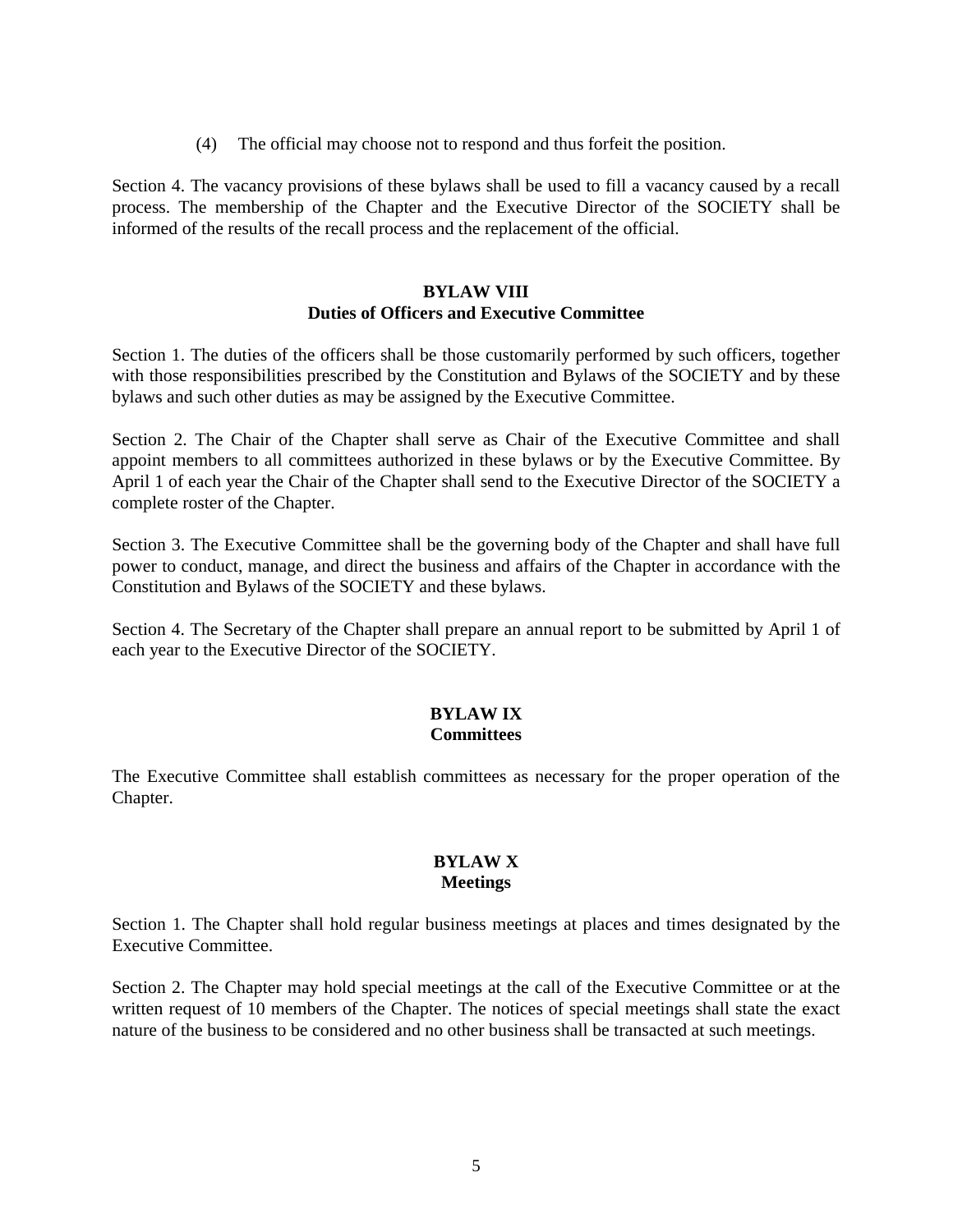(4) The official may choose not to respond and thus forfeit the position.

Section 4. The vacancy provisions of these bylaws shall be used to fill a vacancy caused by a recall process. The membership of the Chapter and the Executive Director of the SOCIETY shall be informed of the results of the recall process and the replacement of the official.

## BYLAW VIII
## Duties of Officers and Executive Committee

Section 1. The duties of the officers shall be those customarily performed by such officers, together with those responsibilities prescribed by the Constitution and Bylaws of the SOCIETY and by these bylaws and such other duties as may be assigned by the Executive Committee.

Section 2. The Chair of the Chapter shall serve as Chair of the Executive Committee and shall appoint members to all committees authorized in these bylaws or by the Executive Committee. By April 1 of each year the Chair of the Chapter shall send to the Executive Director of the SOCIETY a complete roster of the Chapter.

Section 3. The Executive Committee shall be the governing body of the Chapter and shall have full power to conduct, manage, and direct the business and affairs of the Chapter in accordance with the Constitution and Bylaws of the SOCIETY and these bylaws.

Section 4. The Secretary of the Chapter shall prepare an annual report to be submitted by April 1 of each year to the Executive Director of the SOCIETY.

## BYLAW IX
## Committees

The Executive Committee shall establish committees as necessary for the proper operation of the Chapter.

## BYLAW X
## Meetings

Section 1. The Chapter shall hold regular business meetings at places and times designated by the Executive Committee.

Section 2. The Chapter may hold special meetings at the call of the Executive Committee or at the written request of 10 members of the Chapter. The notices of special meetings shall state the exact nature of the business to be considered and no other business shall be transacted at such meetings.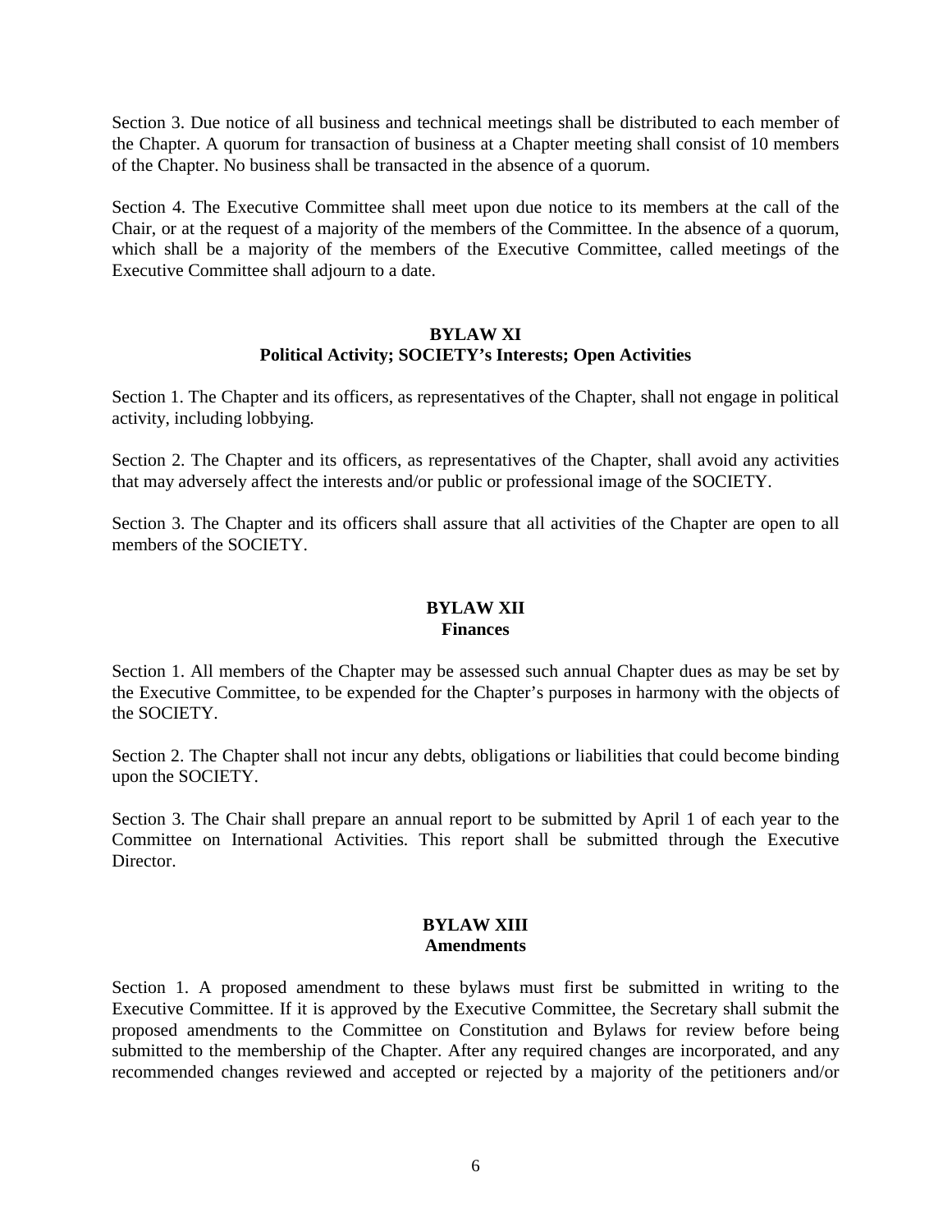Section 3. Due notice of all business and technical meetings shall be distributed to each member of the Chapter. A quorum for transaction of business at a Chapter meeting shall consist of 10 members of the Chapter. No business shall be transacted in the absence of a quorum.

Section 4. The Executive Committee shall meet upon due notice to its members at the call of the Chair, or at the request of a majority of the members of the Committee. In the absence of a quorum, which shall be a majority of the members of the Executive Committee, called meetings of the Executive Committee shall adjourn to a date.

## BYLAW XI
## Political Activity; SOCIETY's Interests; Open Activities

Section 1. The Chapter and its officers, as representatives of the Chapter, shall not engage in political activity, including lobbying.

Section 2. The Chapter and its officers, as representatives of the Chapter, shall avoid any activities that may adversely affect the interests and/or public or professional image of the SOCIETY.

Section 3. The Chapter and its officers shall assure that all activities of the Chapter are open to all members of the SOCIETY.

## BYLAW XII
## Finances

Section 1. All members of the Chapter may be assessed such annual Chapter dues as may be set by the Executive Committee, to be expended for the Chapter's purposes in harmony with the objects of the SOCIETY.

Section 2. The Chapter shall not incur any debts, obligations or liabilities that could become binding upon the SOCIETY.

Section 3. The Chair shall prepare an annual report to be submitted by April 1 of each year to the Committee on International Activities. This report shall be submitted through the Executive Director.

## BYLAW XIII
## Amendments

Section 1. A proposed amendment to these bylaws must first be submitted in writing to the Executive Committee. If it is approved by the Executive Committee, the Secretary shall submit the proposed amendments to the Committee on Constitution and Bylaws for review before being submitted to the membership of the Chapter. After any required changes are incorporated, and any recommended changes reviewed and accepted or rejected by a majority of the petitioners and/or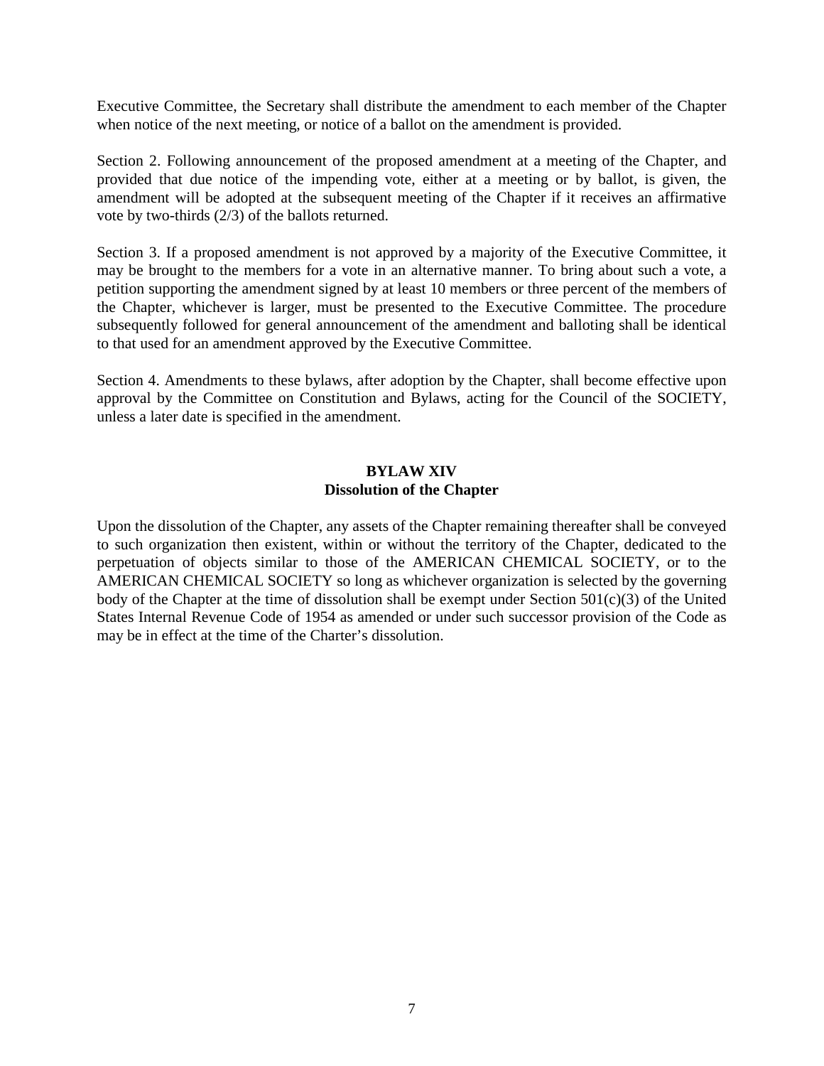Executive Committee, the Secretary shall distribute the amendment to each member of the Chapter when notice of the next meeting, or notice of a ballot on the amendment is provided.

Section 2. Following announcement of the proposed amendment at a meeting of the Chapter, and provided that due notice of the impending vote, either at a meeting or by ballot, is given, the amendment will be adopted at the subsequent meeting of the Chapter if it receives an affirmative vote by two-thirds (2/3) of the ballots returned.

Section 3. If a proposed amendment is not approved by a majority of the Executive Committee, it may be brought to the members for a vote in an alternative manner. To bring about such a vote, a petition supporting the amendment signed by at least 10 members or three percent of the members of the Chapter, whichever is larger, must be presented to the Executive Committee. The procedure subsequently followed for general announcement of the amendment and balloting shall be identical to that used for an amendment approved by the Executive Committee.

Section 4. Amendments to these bylaws, after adoption by the Chapter, shall become effective upon approval by the Committee on Constitution and Bylaws, acting for the Council of the SOCIETY, unless a later date is specified in the amendment.

## BYLAW XIV
## Dissolution of the Chapter

Upon the dissolution of the Chapter, any assets of the Chapter remaining thereafter shall be conveyed to such organization then existent, within or without the territory of the Chapter, dedicated to the perpetuation of objects similar to those of the AMERICAN CHEMICAL SOCIETY, or to the AMERICAN CHEMICAL SOCIETY so long as whichever organization is selected by the governing body of the Chapter at the time of dissolution shall be exempt under Section 501(c)(3) of the United States Internal Revenue Code of 1954 as amended or under such successor provision of the Code as may be in effect at the time of the Charter's dissolution.